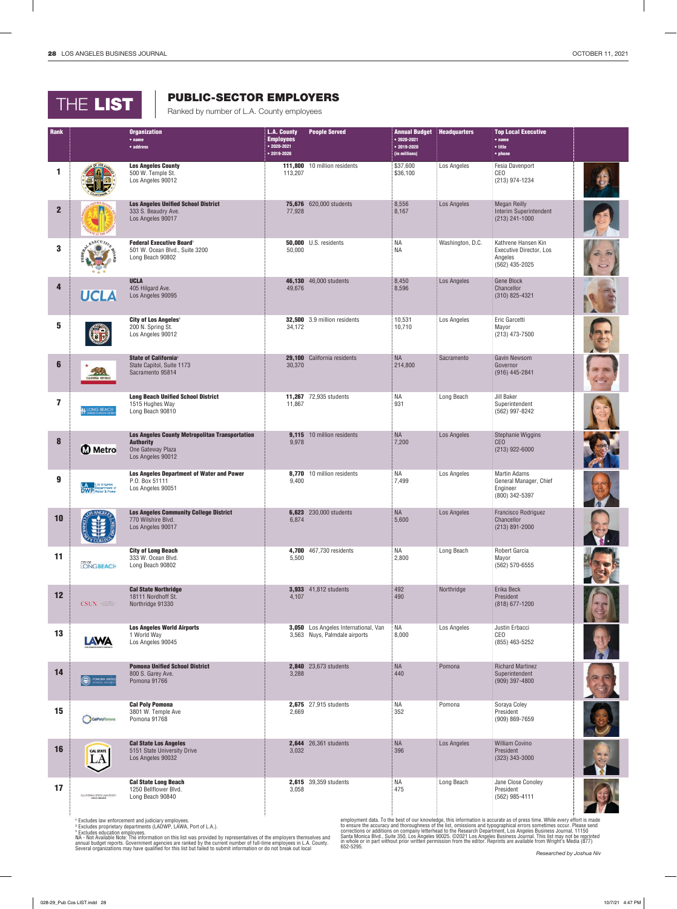# THE LIST

## PUBLIC-SECTOR EMPLOYERS

Ranked by number of L.A. County employees

| Rank | Organization • name • address | L.A. County Employees • 2020-2021 • 2019-2020 | People Served | Annual Budget • 2020-2021 • 2019-2020 (in millions) | Headquarters | Top Local Executive • name • title • phone |
|---|---|---|---|---|---|---|
| 1 | **Los Angeles County** 500 W. Temple St. Los Angeles 90012 | **111,800** 113,207 | 10 million residents | $37,600 $36,100 | Los Angeles | Fesia Davenport CEO (213) 974-1234 |
| 2 | **Los Angeles Unified School District** 333 S. Beaudry Ave. Los Angeles 90017 | **75,676** 77,928 | 620,000 students | 8,556 8,167 | Los Angeles | Megan Reilly Interim Superintendent (213) 241-1000 |
| 3 | **Federal Executive Board**[1] 501 W. Ocean Blvd., Suite 3200 Long Beach 90802 | **50,000** 50,000 | U.S. residents | NA NA | Washington, D.C. | Kathrene Hansen Kin Executive Director, Los Angeles (562) 435-2025 |
| 4 | **UCLA** 405 Hilgard Ave. Los Angeles 90095 | **46,130** 49,676 | 46,000 students | 8,450 8,596 | Los Angeles | Gene Block Chancellor (310) 825-4321 |
| 5 | **City of Los Angeles**[2] 200 N. Spring St. Los Angeles 90012 | **32,500** 34,172 | 3.9 million residents | 10,531 10,710 | Los Angeles | Eric Garcetti Mayor (213) 473-7500 |
| 6 | **State of California**[3] State Capitol, Suite 1173 Sacramento 95814 | **29,100** 30,370 | California residents | NA 214,800 | Sacramento | Gavin Newsom Governor (916) 445-2841 |
| 7 | **Long Beach Unified School District** 1515 Hughes Way Long Beach 90810 | **11,267** 11,867 | 72,935 students | NA 931 | Long Beach | Jill Baker Superintendent (562) 997-8242 |
| 8 | **Los Angeles County Metropolitan Transportation Authority** One Gateway Plaza Los Angeles 90012 | **9,115** 9,978 | 10 million residents | NA 7,200 | Los Angeles | Stephanie Wiggins CEO (213) 922-6000 |
| 9 | **Los Angeles Department of Water and Power** P.O. Box 51111 Los Angeles 90051 | **8,770** 9,400 | 10 million residents | NA 7,499 | Los Angeles | Martin Adams General Manager, Chief Engineer (800) 342-5397 |
| 10 | **Los Angeles Community College District** 770 Wilshire Blvd. Los Angeles 90017 | **6,623** 6,874 | 230,000 students | NA 5,600 | Los Angeles | Francisco Rodriguez Chancellor (213) 891-2000 |
| 11 | **City of Long Beach** 333 W. Ocean Blvd. Long Beach 90802 | **4,700** 5,500 | 467,730 residents | NA 2,800 | Long Beach | Robert Garcia Mayor (562) 570-6555 |
| 12 | **Cal State Northridge** 18111 Nordhoff St. Northridge 91330 | **3,933** 4,107 | 41,812 students | 492 490 | Northridge | Erika Beck President (818) 677-1200 |
| 13 | **Los Angeles World Airports** 1 World Way Los Angeles 90045 | **3,050** 3,563 | Los Angeles International, Van Nuys, Palmdale airports | NA 8,000 | Los Angeles | Justin Erbacci CEO (855) 463-5252 |
| 14 | **Pomona Unified School District** 800 S. Garey Ave. Pomona 91766 | **2,840** 3,288 | 23,673 students | NA 440 | Pomona | Richard Martinez Superintendent (909) 397-4800 |
| 15 | **Cal Poly Pomona** 3801 W. Temple Ave Pomona 91768 | **2,675** 2,669 | 27,915 students | NA 352 | Pomona | Soraya Coley President (909) 869-7659 |
| 16 | **Cal State Los Angeles** 5151 State University Drive Los Angeles 90032 | **2,644** 3,032 | 26,361 students | NA 396 | Los Angeles | William Covino President (323) 343-3000 |
| 17 | **Cal State Long Beach** 1250 Bellflower Blvd. Long Beach 90840 | **2,615** 3,058 | 39,359 students | NA 475 | Long Beach | Jane Close Conoley President (562) 985-4111 |

[1] Excludes law enforcement and judiciary employees.
[2] Excludes proprietary departments (LADWP, LAWA, Port of L.A.).
[3] Excludes education employees.
NA - Not Available Note: The information on this list was provided by representatives of the employers themselves and annual budget reports. Government agencies are ranked by the current number of full-time employees in L.A. County. Several organizations may have qualified for this list but failed to submit information or do not break out local employment data. To the best of our knowledge, this information is accurate as of press time. While every effort is made to ensure the accuracy and thoroughness of the list, omissions and typographical errors sometimes occur. Please send corrections or additions on company letterhead to the Research Department, Los Angeles Business Journal, 11150 Santa Monica Blvd., Suite 350, Los Angeles 90025. ©2021 Los Angeles Business Journal. This list may not be reprinted in whole or in part without prior written permission from the editor. Reprints are available from Wright's Media (877) 652-5295.

*Researched by Joshua Niv*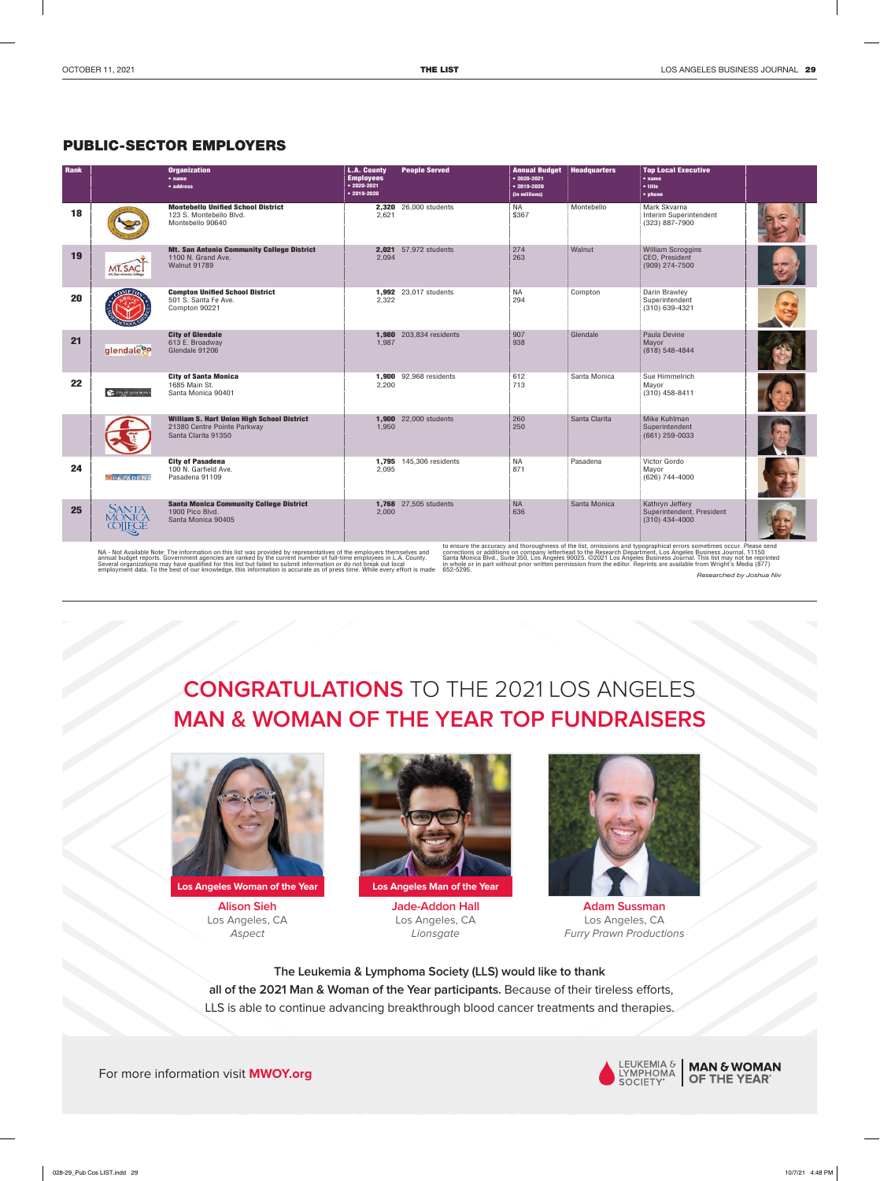## PUBLIC-SECTOR EMPLOYERS

| Rank | Organization • name • address | L.A. County Employees • 2020-2021 • 2019-2020 | People Served | Annual Budget • 2020-2021 • 2019-2020 (in millions) | Headquarters | Top Local Executive • name • title • phone |
|---|---|---|---|---|---|---|
| 18 | **Montebello Unified School District** 123 S. Montebello Blvd. Montebello 90640 | **2,320** 2,621 | 26,000 students | NA $367 | Montebello | Mark Skvarna Interim Superintendent (323) 887-7900 |
| 19 | **Mt. San Antonio Community College District** 1100 N. Grand Ave. Walnut 91789 | **2,021** 2,094 | 57,972 students | 274 263 | Walnut | William Scroggins CEO, President (909) 274-7500 |
| 20 | **Compton Unified School District** 501 S. Santa Fe Ave. Compton 90221 | **1,992** 2,322 | 23,017 students | NA 294 | Compton | Darin Brawley Superintendent (310) 639-4321 |
| 21 | **City of Glendale** 613 E. Broadway Glendale 91206 | **1,980** 1,987 | 203,834 residents | 907 938 | Glendale | Paula Devine Mayor (818) 548-4844 |
| 22 | **City of Santa Monica** 1685 Main St. Santa Monica 90401 | **1,900** 2,200 | 92,968 residents | 612 713 | Santa Monica | Sue Himmelrich Mayor (310) 458-8411 |
| | **William S. Hart Union High School District** 21380 Centre Pointe Parkway Santa Clarita 91350 | **1,900** 1,950 | 22,000 students | 260 250 | Santa Clarita | Mike Kuhlman Superintendent (661) 259-0033 |
| 24 | **City of Pasadena** 100 N. Garfield Ave. Pasadena 91109 | **1,795** 2,095 | 145,306 residents | NA 871 | Pasadena | Victor Gordo Mayor (626) 744-4000 |
| 25 | **Santa Monica Community College District** 1900 Pico Blvd. Santa Monica 90405 | **1,768** 2,000 | 27,505 students | NA 636 | Santa Monica | Kathryn Jeffery Superintendent, President (310) 434-4000 |

NA - Not Available Note: The information on this list was provided by representatives of the employers themselves and annual budget reports. Government agencies are ranked by the current number of full-time employees in L.A. County. Several organizations may have qualified for this list but failed to submit information or do not break out local employment data. To the best of our knowledge, this information is accurate as of press time. While every effort is made to ensure the accuracy and thoroughness of the list, omissions and typographical errors sometimes occur. Please send corrections or additions on company letterhead to the Research Department, Los Angeles Business Journal, 11150 Santa Monica Blvd., Suite 350, Los Angeles 90025. ©2021 Los Angeles Business Journal. This list may not be reprinted in whole or in part without prior written permission from the editor. Reprints are available from Wright's Media (877) 652-5295.

*Researched by Joshua Niv*

# CONGRATULATIONS TO THE 2021 LOS ANGELES MAN & WOMAN OF THE YEAR TOP FUNDRAISERS

**Los Angeles Woman of the Year**
**Alison Sieh**
Los Angeles, CA
*Aspect*

**Los Angeles Man of the Year**
**Jade-Addon Hall**
Los Angeles, CA
*Lionsgate*

**Adam Sussman**
Los Angeles, CA
*Furry Prawn Productions*

**The Leukemia & Lymphoma Society (LLS) would like to thank all of the 2021 Man & Woman of the Year participants.** Because of their tireless efforts, LLS is able to continue advancing breakthrough blood cancer treatments and therapies.

For more information visit **MWOY.org**

LEUKEMIA & LYMPHOMA SOCIETY® | MAN & WOMAN OF THE YEAR®